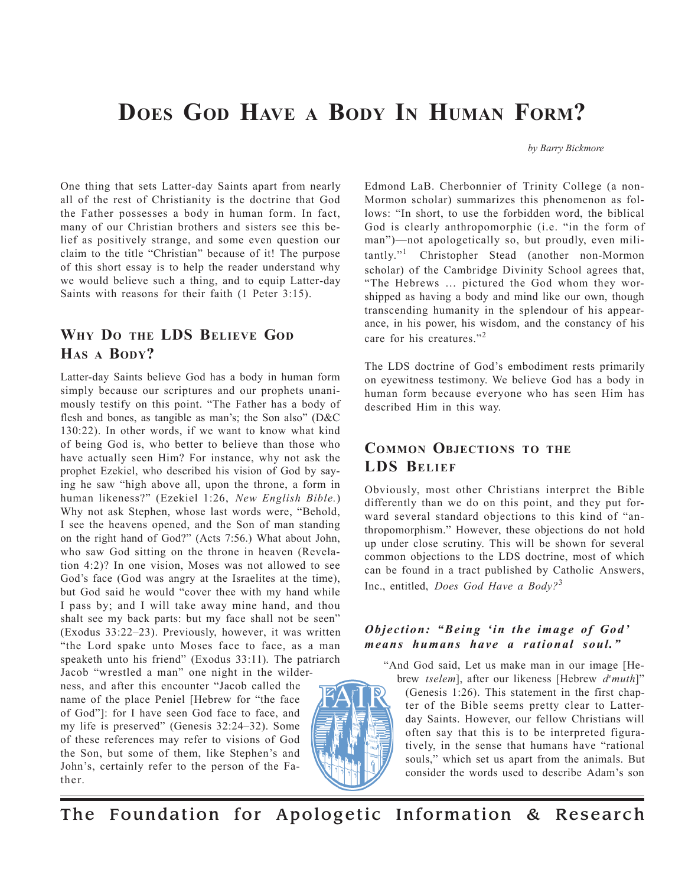# Does God Have a Body In Human Form?

*by Barry Bickmore*

One thing that sets Latter-day Saints apart from nearly all of the rest of Christianity is the doctrine that God the Father possesses a body in human form. In fact, many of our Christian brothers and sisters see this belief as positively strange, and some even question our claim to the title "Christian" because of it! The purpose of this short essay is to help the reader understand why we would believe such a thing, and to equip Latter-day Saints with reasons for their faith (1 Peter 3:15).

## Why Do the LDS Believe God Has a Body?

Latter-day Saints believe God has a body in human form simply because our scriptures and our prophets unanimously testify on this point. "The Father has a body of flesh and bones, as tangible as man's; the Son also" (D&C 130:22). In other words, if we want to know what kind of being God is, who better to believe than those who have actually seen Him? For instance, why not ask the prophet Ezekiel, who described his vision of God by saying he saw "high above all, upon the throne, a form in human likeness?" (Ezekiel 1:26, *New English Bible.*) Why not ask Stephen, whose last words were, "Behold, I see the heavens opened, and the Son of man standing on the right hand of God?" (Acts 7:56.) What about John, who saw God sitting on the throne in heaven (Revelation 4:2)? In one vision, Moses was not allowed to see God's face (God was angry at the Israelites at the time), but God said he would "cover thee with my hand while I pass by; and I will take away mine hand, and thou shalt see my back parts: but my face shall not be seen" (Exodus 33:22–23). Previously, however, it was written "the Lord spake unto Moses face to face, as a man speaketh unto his friend" (Exodus 33:11). The patriarch Jacob "wrestled a man" one night in the wilderness, and after this encounter "Jacob called the name of the place Peniel [Hebrew for "the face of God"]: for I have seen God face to face, and my life is preserved" (Genesis 32:24–32). Some of these references may refer to visions of God the Son, but some of them, like Stephen's and John's, certainly refer to the person of the Father.

Edmond LaB. Cherbonnier of Trinity College (a non-Mormon scholar) summarizes this phenomenon as follows: "In short, to use the forbidden word, the biblical God is clearly anthropomorphic (i.e. "in the form of man")—not apologetically so, but proudly, even militantly."[1] Christopher Stead (another non-Mormon scholar) of the Cambridge Divinity School agrees that, "The Hebrews … pictured the God whom they worshipped as having a body and mind like our own, though transcending humanity in the splendour of his appearance, in his power, his wisdom, and the constancy of his care for his creatures."[2]

The LDS doctrine of God's embodiment rests primarily on eyewitness testimony. We believe God has a body in human form because everyone who has seen Him has described Him in this way.

## Common Objections to the LDS Belief

Obviously, most other Christians interpret the Bible differently than we do on this point, and they put forward several standard objections to this kind of "anthropomorphism." However, these objections do not hold up under close scrutiny. This will be shown for several common objections to the LDS doctrine, most of which can be found in a tract published by Catholic Answers, Inc., entitled, *Does God Have a Body?*[3]

### *Objection: "Being 'in the image of God' means humans have a rational soul."*

"And God said, Let us make man in our image [Hebrew *tselem*], after our likeness [Hebrew *d^emuth*]" (Genesis 1:26). This statement in the first chapter of the Bible seems pretty clear to Latter-day Saints. However, our fellow Christians will often say that this is to be interpreted figuratively, in the sense that humans have "rational souls," which set us apart from the animals. But consider the words used to describe Adam's son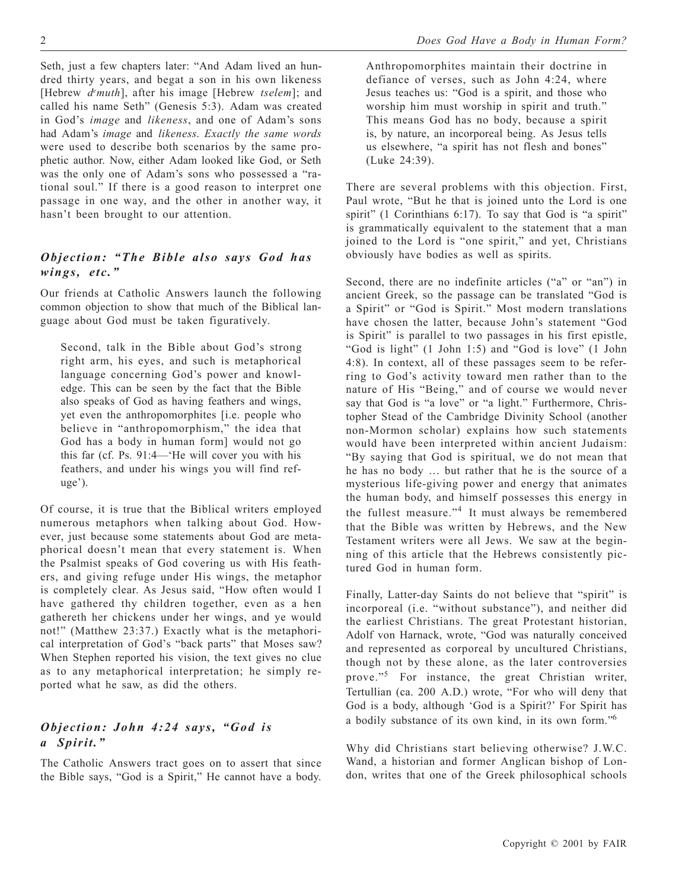Seth, just a few chapters later: "And Adam lived an hundred thirty years, and begat a son in his own likeness [Hebrew *d<sup>e</sup>muth*], after his image [Hebrew *tselem*]; and called his name Seth" (Genesis 5:3). Adam was created in God's *image* and *likeness*, and one of Adam's sons had Adam's *image* and *likeness*. *Exactly the same words* were used to describe both scenarios by the same prophetic author. Now, either Adam looked like God, or Seth was the only one of Adam's sons who possessed a "rational soul." If there is a good reason to interpret one passage in one way, and the other in another way, it hasn't been brought to our attention.

### *Objection: "The Bible also says God has wings, etc."*

Our friends at Catholic Answers launch the following common objection to show that much of the Biblical language about God must be taken figuratively.

> Second, talk in the Bible about God's strong right arm, his eyes, and such is metaphorical language concerning God's power and knowledge. This can be seen by the fact that the Bible also speaks of God as having feathers and wings, yet even the anthropomorphites [i.e. people who believe in "anthropomorphism," the idea that God has a body in human form] would not go this far (cf. Ps. 91:4—'He will cover you with his feathers, and under his wings you will find refuge').

Of course, it is true that the Biblical writers employed numerous metaphors when talking about God. However, just because some statements about God are metaphorical doesn't mean that every statement is. When the Psalmist speaks of God covering us with His feathers, and giving refuge under His wings, the metaphor is completely clear. As Jesus said, "How often would I have gathered thy children together, even as a hen gathereth her chickens under her wings, and ye would not!" (Matthew 23:37.) Exactly what is the metaphorical interpretation of God's "back parts" that Moses saw? When Stephen reported his vision, the text gives no clue as to any metaphorical interpretation; he simply reported what he saw, as did the others.

### *Objection: John 4:24 says, "God is a Spirit."*

The Catholic Answers tract goes on to assert that since the Bible says, "God is a Spirit," He cannot have a body.

> Anthropomorphites maintain their doctrine in defiance of verses, such as John 4:24, where Jesus teaches us: "God is a spirit, and those who worship him must worship in spirit and truth." This means God has no body, because a spirit is, by nature, an incorporeal being. As Jesus tells us elsewhere, "a spirit has not flesh and bones" (Luke 24:39).

There are several problems with this objection. First, Paul wrote, "But he that is joined unto the Lord is one spirit" (1 Corinthians 6:17). To say that God is "a spirit" is grammatically equivalent to the statement that a man joined to the Lord is "one spirit," and yet, Christians obviously have bodies as well as spirits.

Second, there are no indefinite articles ("a" or "an") in ancient Greek, so the passage can be translated "God is a Spirit" or "God is Spirit." Most modern translations have chosen the latter, because John's statement "God is Spirit" is parallel to two passages in his first epistle, "God is light" (1 John 1:5) and "God is love" (1 John 4:8). In context, all of these passages seem to be referring to God's activity toward men rather than to the nature of His "Being," and of course we would never say that God is "a love" or "a light." Furthermore, Christopher Stead of the Cambridge Divinity School (another non-Mormon scholar) explains how such statements would have been interpreted within ancient Judaism: "By saying that God is spiritual, we do not mean that he has no body … but rather that he is the source of a mysterious life-giving power and energy that animates the human body, and himself possesses this energy in the fullest measure."[4] It must always be remembered that the Bible was written by Hebrews, and the New Testament writers were all Jews. We saw at the beginning of this article that the Hebrews consistently pictured God in human form.

Finally, Latter-day Saints do not believe that "spirit" is incorporeal (i.e. "without substance"), and neither did the earliest Christians. The great Protestant historian, Adolf von Harnack, wrote, "God was naturally conceived and represented as corporeal by uncultured Christians, though not by these alone, as the later controversies prove."[5] For instance, the great Christian writer, Tertullian (ca. 200 A.D.) wrote, "For who will deny that God is a body, although 'God is a Spirit?' For Spirit has a bodily substance of its own kind, in its own form."[6]

Why did Christians start believing otherwise? J.W.C. Wand, a historian and former Anglican bishop of London, writes that one of the Greek philosophical schools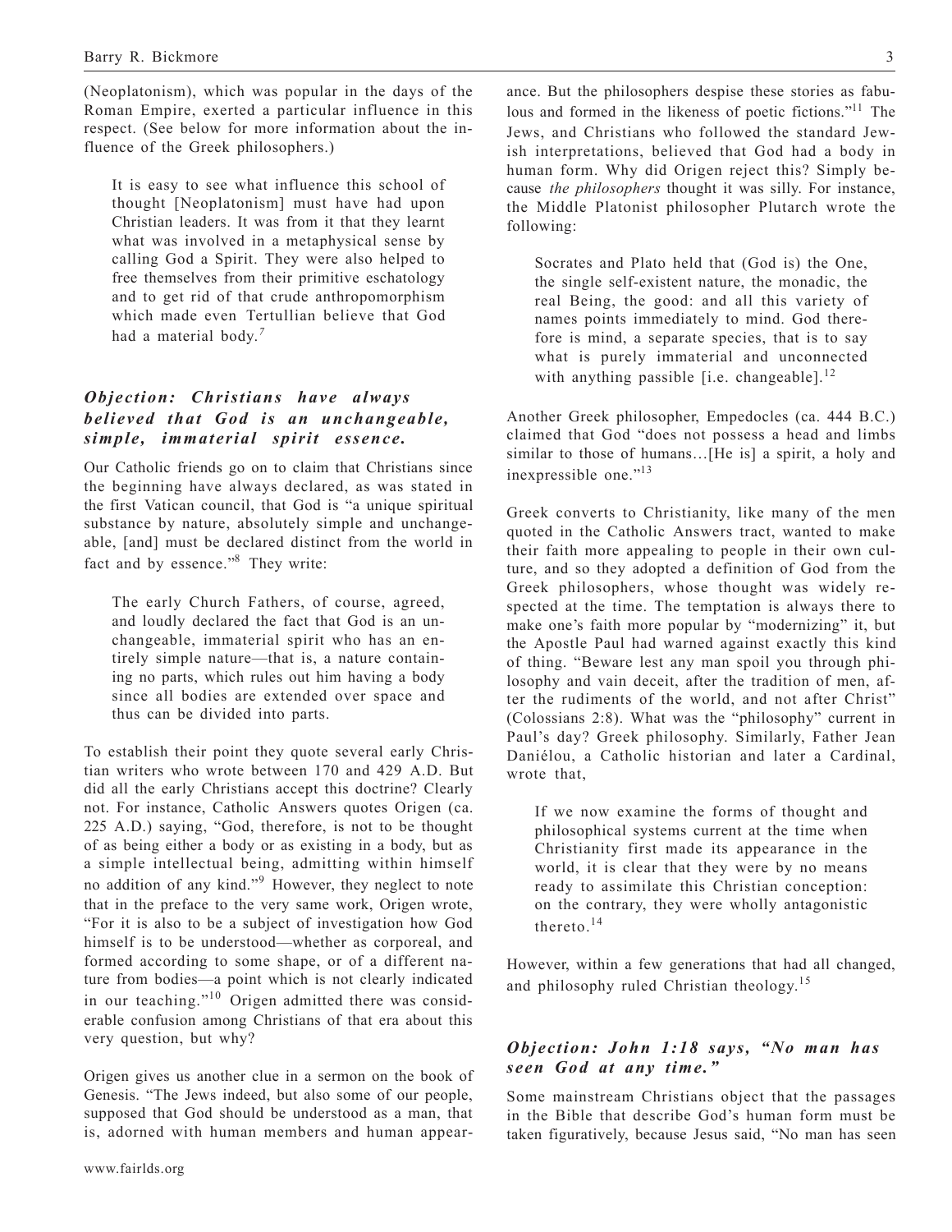(Neoplatonism), which was popular in the days of the Roman Empire, exerted a particular influence in this respect. (See below for more information about the influence of the Greek philosophers.)

> It is easy to see what influence this school of thought [Neoplatonism] must have had upon Christian leaders. It was from it that they learnt what was involved in a metaphysical sense by calling God a Spirit. They were also helped to free themselves from their primitive eschatology and to get rid of that crude anthropomorphism which made even Tertullian believe that God had a material body.[7]

### *Objection: Christians have always believed that God is an unchangeable, simple, immaterial spirit essence.*

Our Catholic friends go on to claim that Christians since the beginning have always declared, as was stated in the first Vatican council, that God is "a unique spiritual substance by nature, absolutely simple and unchangeable, [and] must be declared distinct from the world in fact and by essence."[8] They write:

> The early Church Fathers, of course, agreed, and loudly declared the fact that God is an unchangeable, immaterial spirit who has an entirely simple nature—that is, a nature containing no parts, which rules out him having a body since all bodies are extended over space and thus can be divided into parts.

To establish their point they quote several early Christian writers who wrote between 170 and 429 A.D. But did all the early Christians accept this doctrine? Clearly not. For instance, Catholic Answers quotes Origen (ca. 225 A.D.) saying, "God, therefore, is not to be thought of as being either a body or as existing in a body, but as a simple intellectual being, admitting within himself no addition of any kind."[9] However, they neglect to note that in the preface to the very same work, Origen wrote, "For it is also to be a subject of investigation how God himself is to be understood—whether as corporeal, and formed according to some shape, or of a different nature from bodies—a point which is not clearly indicated in our teaching."[10] Origen admitted there was considerable confusion among Christians of that era about this very question, but why?

Origen gives us another clue in a sermon on the book of Genesis. "The Jews indeed, but also some of our people, supposed that God should be understood as a man, that is, adorned with human members and human appearance. But the philosophers despise these stories as fabulous and formed in the likeness of poetic fictions."[11] The Jews, and Christians who followed the standard Jewish interpretations, believed that God had a body in human form. Why did Origen reject this? Simply because *the philosophers* thought it was silly. For instance, the Middle Platonist philosopher Plutarch wrote the following:

> Socrates and Plato held that (God is) the One, the single self-existent nature, the monadic, the real Being, the good: and all this variety of names points immediately to mind. God therefore is mind, a separate species, that is to say what is purely immaterial and unconnected with anything passible [i.e. changeable].[12]

Another Greek philosopher, Empedocles (ca. 444 B.C.) claimed that God "does not possess a head and limbs similar to those of humans…[He is] a spirit, a holy and inexpressible one."[13]

Greek converts to Christianity, like many of the men quoted in the Catholic Answers tract, wanted to make their faith more appealing to people in their own culture, and so they adopted a definition of God from the Greek philosophers, whose thought was widely respected at the time. The temptation is always there to make one's faith more popular by "modernizing" it, but the Apostle Paul had warned against exactly this kind of thing. "Beware lest any man spoil you through philosophy and vain deceit, after the tradition of men, after the rudiments of the world, and not after Christ" (Colossians 2:8). What was the "philosophy" current in Paul's day? Greek philosophy. Similarly, Father Jean Daniélou, a Catholic historian and later a Cardinal, wrote that,

> If we now examine the forms of thought and philosophical systems current at the time when Christianity first made its appearance in the world, it is clear that they were by no means ready to assimilate this Christian conception: on the contrary, they were wholly antagonistic thereto.[14]

However, within a few generations that had all changed, and philosophy ruled Christian theology.[15]

### *Objection: John 1:18 says, "No man has seen God at any time."*

Some mainstream Christians object that the passages in the Bible that describe God's human form must be taken figuratively, because Jesus said, "No man has seen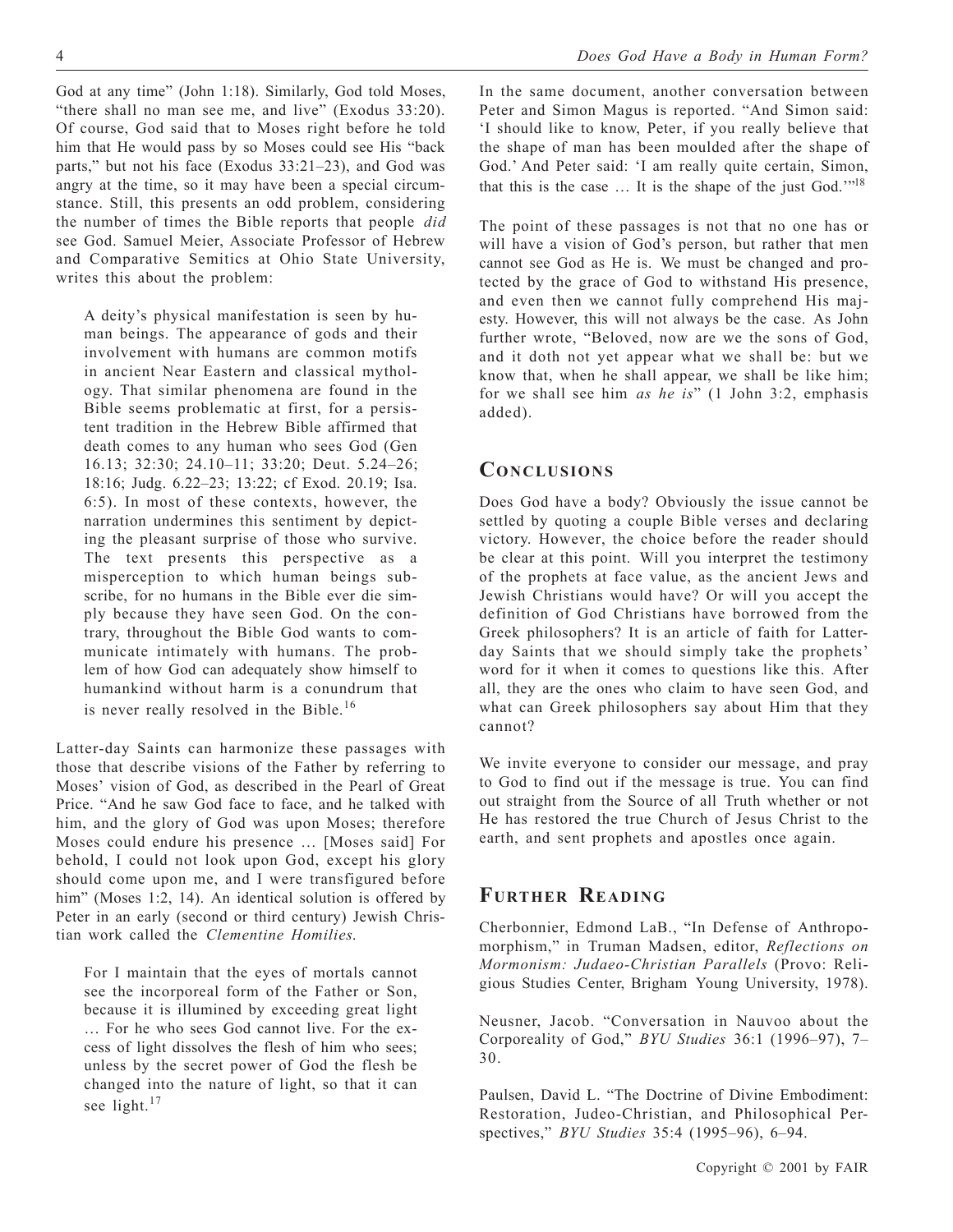God at any time" (John 1:18). Similarly, God told Moses, "there shall no man see me, and live" (Exodus 33:20). Of course, God said that to Moses right before he told him that He would pass by so Moses could see His "back parts," but not his face (Exodus 33:21–23), and God was angry at the time, so it may have been a special circumstance. Still, this presents an odd problem, considering the number of times the Bible reports that people *did* see God. Samuel Meier, Associate Professor of Hebrew and Comparative Semitics at Ohio State University, writes this about the problem:

> A deity's physical manifestation is seen by human beings. The appearance of gods and their involvement with humans are common motifs in ancient Near Eastern and classical mythology. That similar phenomena are found in the Bible seems problematic at first, for a persistent tradition in the Hebrew Bible affirmed that death comes to any human who sees God (Gen 16.13; 32:30; 24.10–11; 33:20; Deut. 5.24–26; 18:16; Judg. 6.22–23; 13:22; cf Exod. 20.19; Isa. 6:5). In most of these contexts, however, the narration undermines this sentiment by depicting the pleasant surprise of those who survive. The text presents this perspective as a misperception to which human beings subscribe, for no humans in the Bible ever die simply because they have seen God. On the contrary, throughout the Bible God wants to communicate intimately with humans. The problem of how God can adequately show himself to humankind without harm is a conundrum that is never really resolved in the Bible.[16]

Latter-day Saints can harmonize these passages with those that describe visions of the Father by referring to Moses' vision of God, as described in the Pearl of Great Price. "And he saw God face to face, and he talked with him, and the glory of God was upon Moses; therefore Moses could endure his presence … [Moses said] For behold, I could not look upon God, except his glory should come upon me, and I were transfigured before him" (Moses 1:2, 14). An identical solution is offered by Peter in an early (second or third century) Jewish Christian work called the *Clementine Homilies.*

> For I maintain that the eyes of mortals cannot see the incorporeal form of the Father or Son, because it is illumined by exceeding great light … For he who sees God cannot live. For the excess of light dissolves the flesh of him who sees; unless by the secret power of God the flesh be changed into the nature of light, so that it can see light.[17]

In the same document, another conversation between Peter and Simon Magus is reported. "And Simon said: 'I should like to know, Peter, if you really believe that the shape of man has been moulded after the shape of God.' And Peter said: 'I am really quite certain, Simon, that this is the case … It is the shape of the just God.'"[18]

The point of these passages is not that no one has or will have a vision of God's person, but rather that men cannot see God as He is. We must be changed and protected by the grace of God to withstand His presence, and even then we cannot fully comprehend His majesty. However, this will not always be the case. As John further wrote, "Beloved, now are we the sons of God, and it doth not yet appear what we shall be: but we know that, when he shall appear, we shall be like him; for we shall see him *as he is*" (1 John 3:2, emphasis added).

## Conclusions

Does God have a body? Obviously the issue cannot be settled by quoting a couple Bible verses and declaring victory. However, the choice before the reader should be clear at this point. Will you interpret the testimony of the prophets at face value, as the ancient Jews and Jewish Christians would have? Or will you accept the definition of God Christians have borrowed from the Greek philosophers? It is an article of faith for Latter-day Saints that we should simply take the prophets' word for it when it comes to questions like this. After all, they are the ones who claim to have seen God, and what can Greek philosophers say about Him that they cannot?

We invite everyone to consider our message, and pray to God to find out if the message is true. You can find out straight from the Source of all Truth whether or not He has restored the true Church of Jesus Christ to the earth, and sent prophets and apostles once again.

## Further Reading

Cherbonnier, Edmond LaB., "In Defense of Anthropomorphism," in Truman Madsen, editor, *Reflections on Mormonism: Judaeo-Christian Parallels* (Provo: Religious Studies Center, Brigham Young University, 1978).

Neusner, Jacob. "Conversation in Nauvoo about the Corporeality of God," *BYU Studies* 36:1 (1996–97), 7–30.

Paulsen, David L. "The Doctrine of Divine Embodiment: Restoration, Judeo-Christian, and Philosophical Perspectives," *BYU Studies* 35:4 (1995–96), 6–94.

Copyright © 2001 by FAIR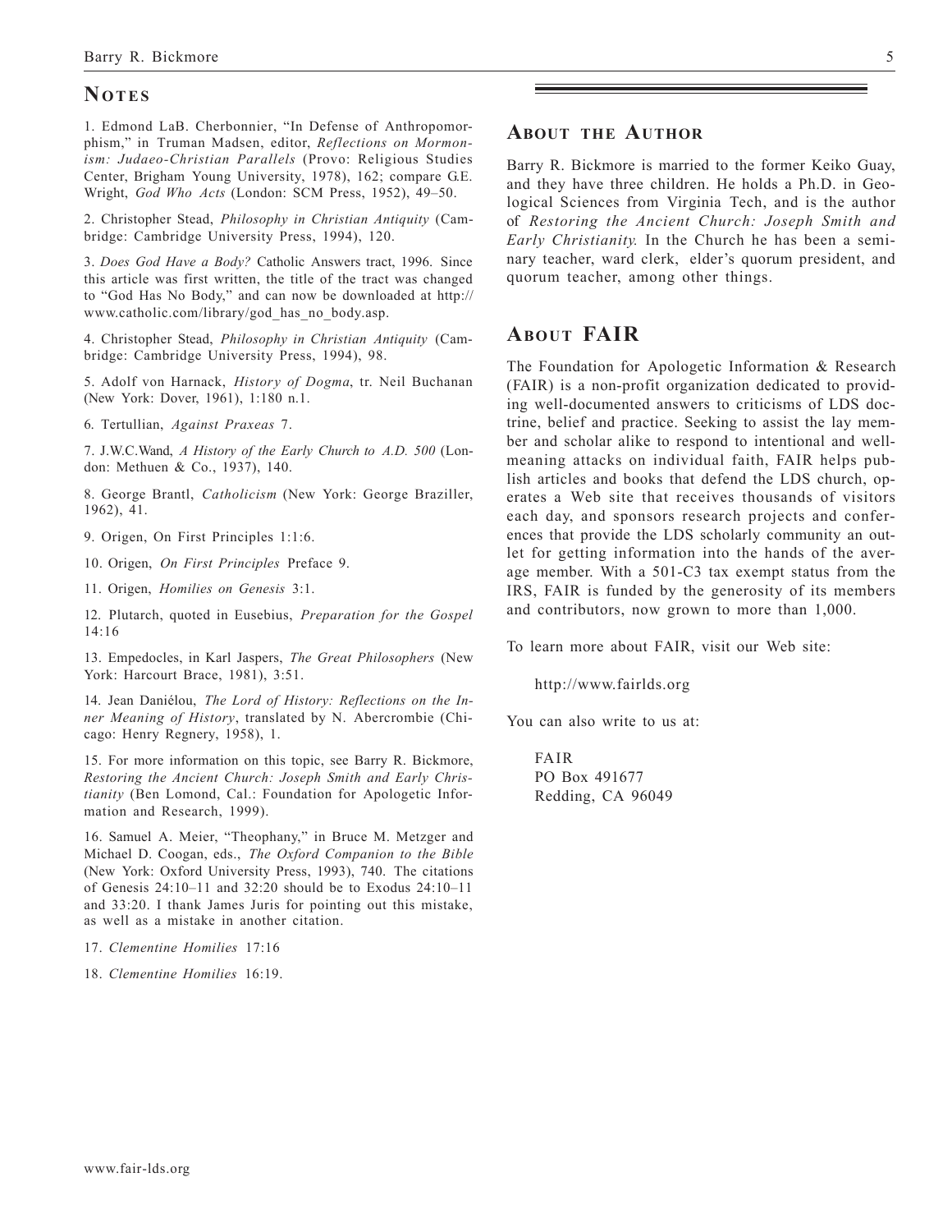## Notes

1. Edmond LaB. Cherbonnier, "In Defense of Anthropomorphism," in Truman Madsen, editor, *Reflections on Mormonism: Judaeo-Christian Parallels* (Provo: Religious Studies Center, Brigham Young University, 1978), 162; compare G.E. Wright, *God Who Acts* (London: SCM Press, 1952), 49–50.

2. Christopher Stead, *Philosophy in Christian Antiquity* (Cambridge: Cambridge University Press, 1994), 120.

3. *Does God Have a Body?* Catholic Answers tract, 1996. Since this article was first written, the title of the tract was changed to "God Has No Body," and can now be downloaded at http://www.catholic.com/library/god_has_no_body.asp.

4. Christopher Stead, *Philosophy in Christian Antiquity* (Cambridge: Cambridge University Press, 1994), 98.

5. Adolf von Harnack, *History of Dogma*, tr. Neil Buchanan (New York: Dover, 1961), 1:180 n.1.

6. Tertullian, *Against Praxeas* 7.

7. J.W.C.Wand, *A History of the Early Church to A.D. 500* (London: Methuen & Co., 1937), 140.

8. George Brantl, *Catholicism* (New York: George Braziller, 1962), 41.

9. Origen, On First Principles 1:1:6.

10. Origen, *On First Principles* Preface 9.

11. Origen, *Homilies on Genesis* 3:1.

12. Plutarch, quoted in Eusebius, *Preparation for the Gospel* 14:16

13. Empedocles, in Karl Jaspers, *The Great Philosophers* (New York: Harcourt Brace, 1981), 3:51.

14. Jean Daniélou, *The Lord of History: Reflections on the Inner Meaning of History*, translated by N. Abercrombie (Chicago: Henry Regnery, 1958), 1.

15. For more information on this topic, see Barry R. Bickmore, *Restoring the Ancient Church: Joseph Smith and Early Christianity* (Ben Lomond, Cal.: Foundation for Apologetic Information and Research, 1999).

16. Samuel A. Meier, "Theophany," in Bruce M. Metzger and Michael D. Coogan, eds., *The Oxford Companion to the Bible* (New York: Oxford University Press, 1993), 740. The citations of Genesis 24:10–11 and 32:20 should be to Exodus 24:10–11 and 33:20. I thank James Juris for pointing out this mistake, as well as a mistake in another citation.

17. *Clementine Homilies* 17:16

18. *Clementine Homilies* 16:19.

## About the Author

Barry R. Bickmore is married to the former Keiko Guay, and they have three children. He holds a Ph.D. in Geological Sciences from Virginia Tech, and is the author of *Restoring the Ancient Church: Joseph Smith and Early Christianity.* In the Church he has been a seminary teacher, ward clerk, elder's quorum president, and quorum teacher, among other things.

## About FAIR

The Foundation for Apologetic Information & Research (FAIR) is a non-profit organization dedicated to providing well-documented answers to criticisms of LDS doctrine, belief and practice. Seeking to assist the lay member and scholar alike to respond to intentional and well-meaning attacks on individual faith, FAIR helps publish articles and books that defend the LDS church, operates a Web site that receives thousands of visitors each day, and sponsors research projects and conferences that provide the LDS scholarly community an outlet for getting information into the hands of the average member. With a 501-C3 tax exempt status from the IRS, FAIR is funded by the generosity of its members and contributors, now grown to more than 1,000.

To learn more about FAIR, visit our Web site:

http://www.fairlds.org

You can also write to us at:

FAIR
PO Box 491677
Redding, CA 96049